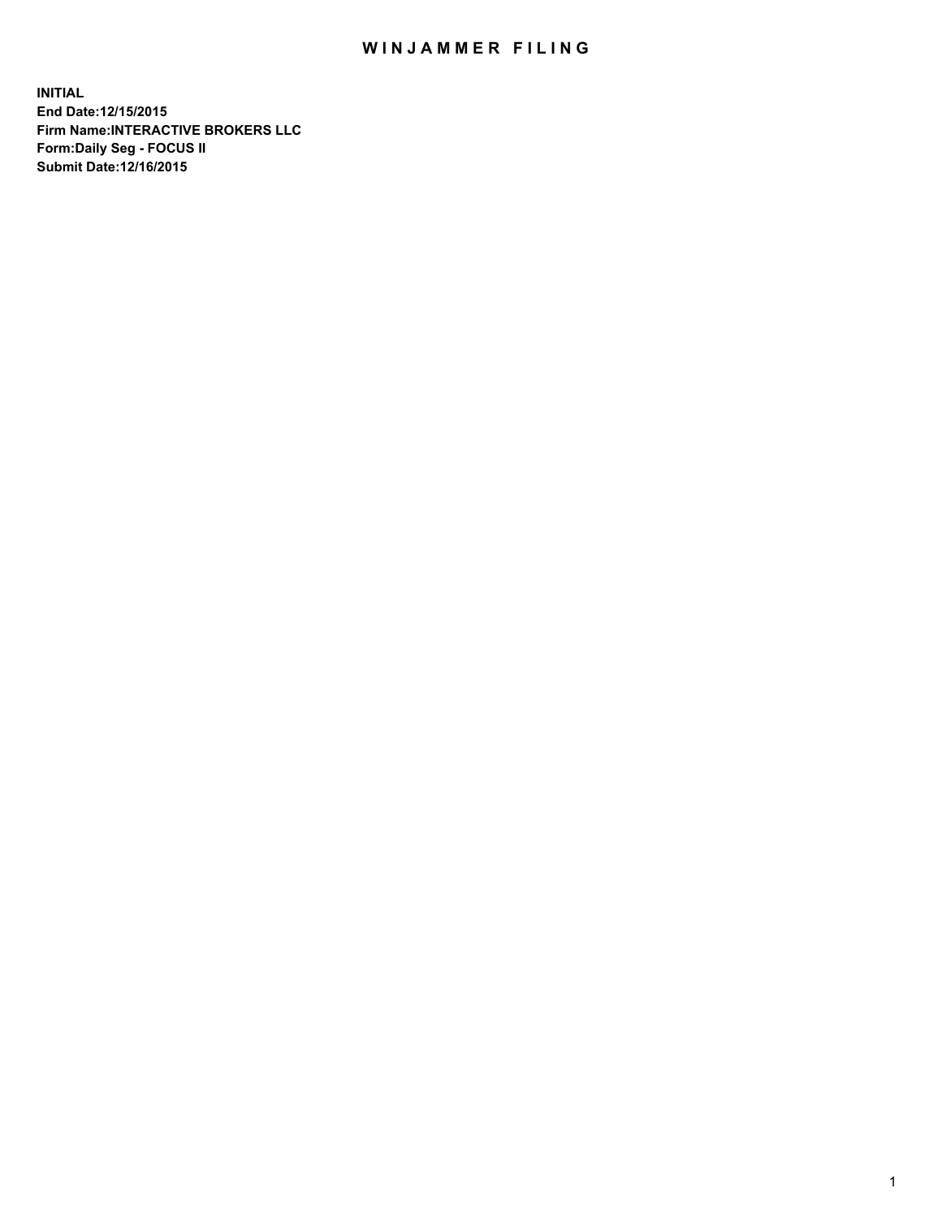# WINJAMMER FILING

**INITIAL**
**End Date:12/15/2015**
**Firm Name:INTERACTIVE BROKERS LLC**
**Form:Daily Seg - FOCUS II**
**Submit Date:12/16/2015**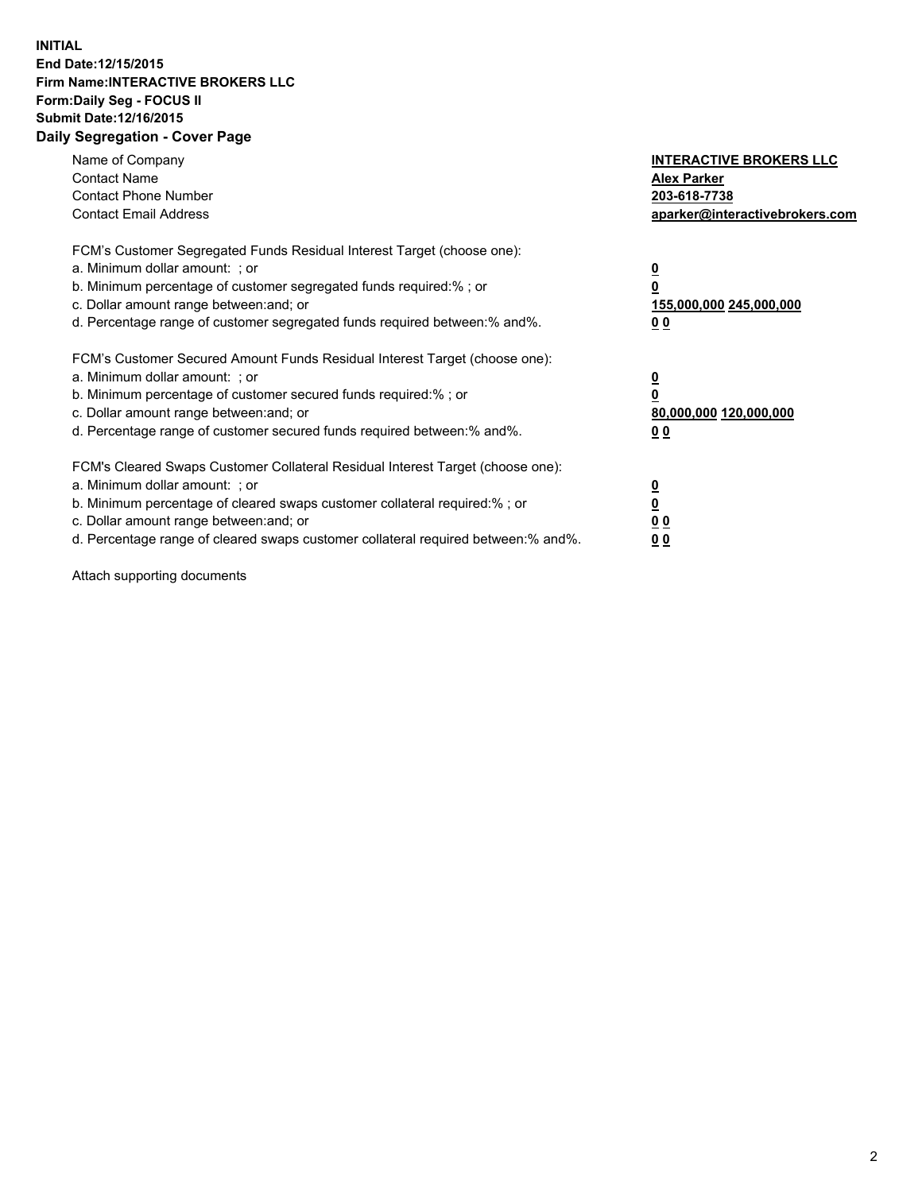**INITIAL**
**End Date:12/15/2015**
**Firm Name:INTERACTIVE BROKERS LLC**
**Form:Daily Seg - FOCUS II**
**Submit Date:12/16/2015**
**Daily Segregation - Cover Page**

| | |
|---|---|
| Name of Company | **INTERACTIVE BROKERS LLC** |
| Contact Name | **Alex Parker** |
| Contact Phone Number | **203-618-7738** |
| Contact Email Address | **aparker@interactivebrokers.com** |

FCM's Customer Segregated Funds Residual Interest Target (choose one):

| | |
|---|---|
| a. Minimum dollar amount: ; or | **0** |
| b. Minimum percentage of customer segregated funds required:% ; or | **0** |
| c. Dollar amount range between:and; or | **155,000,000 245,000,000** |
| d. Percentage range of customer segregated funds required between:% and%. | **0 0** |

FCM's Customer Secured Amount Funds Residual Interest Target (choose one):

| | |
|---|---|
| a. Minimum dollar amount: ; or | **0** |
| b. Minimum percentage of customer secured funds required:% ; or | **0** |
| c. Dollar amount range between:and; or | **80,000,000 120,000,000** |
| d. Percentage range of customer secured funds required between:% and%. | **0 0** |

FCM's Cleared Swaps Customer Collateral Residual Interest Target (choose one):

| | |
|---|---|
| a. Minimum dollar amount: ; or | **0** |
| b. Minimum percentage of cleared swaps customer collateral required:% ; or | **0** |
| c. Dollar amount range between:and; or | **0 0** |
| d. Percentage range of cleared swaps customer collateral required between:% and%. | **0 0** |

Attach supporting documents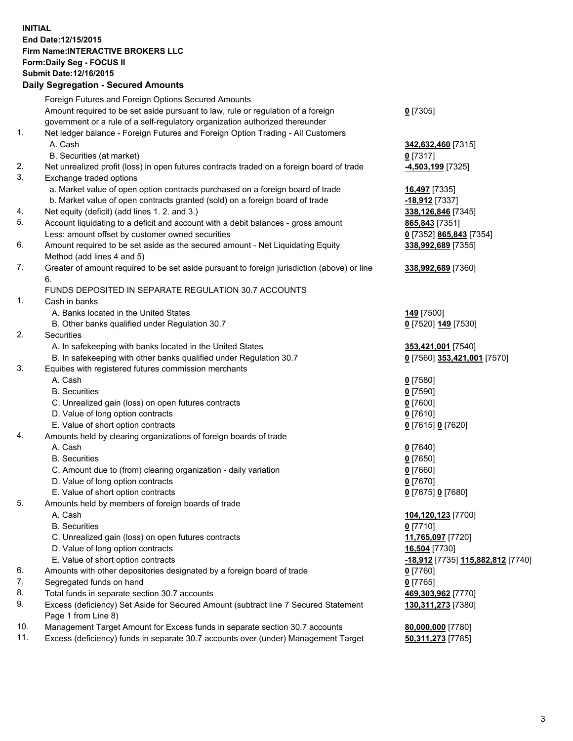**INITIAL**
**End Date:12/15/2015**
**Firm Name:INTERACTIVE BROKERS LLC**
**Form:Daily Seg - FOCUS II**
**Submit Date:12/16/2015**

**Daily Segregation - Secured Amounts**

| | | |
|---|---|---|
| | Foreign Futures and Foreign Options Secured Amounts | |
| | Amount required to be set aside pursuant to law, rule or regulation of a foreign government or a rule of a self-regulatory organization authorized thereunder | **0** [7305] |
| 1. | Net ledger balance - Foreign Futures and Foreign Option Trading - All Customers | |
| | A. Cash | **342,632,460** [7315] |
| | B. Securities (at market) | **0** [7317] |
| 2. | Net unrealized profit (loss) in open futures contracts traded on a foreign board of trade | **-4,503,199** [7325] |
| 3. | Exchange traded options | |
| | a. Market value of open option contracts purchased on a foreign board of trade | **16,497** [7335] |
| | b. Market value of open contracts granted (sold) on a foreign board of trade | **-18,912** [7337] |
| 4. | Net equity (deficit) (add lines 1. 2. and 3.) | **338,126,846** [7345] |
| 5. | Account liquidating to a deficit and account with a debit balances - gross amount | **865,843** [7351] |
| | Less: amount offset by customer owned securities | **0** [7352] **865,843** [7354] |
| 6. | Amount required to be set aside as the secured amount - Net Liquidating Equity Method (add lines 4 and 5) | **338,992,689** [7355] |
| 7. | Greater of amount required to be set aside pursuant to foreign jurisdiction (above) or line 6. | **338,992,689** [7360] |
| | FUNDS DEPOSITED IN SEPARATE REGULATION 30.7 ACCOUNTS | |
| 1. | Cash in banks | |
| | A. Banks located in the United States | **149** [7500] |
| | B. Other banks qualified under Regulation 30.7 | **0** [7520] **149** [7530] |
| 2. | Securities | |
| | A. In safekeeping with banks located in the United States | **353,421,001** [7540] |
| | B. In safekeeping with other banks qualified under Regulation 30.7 | **0** [7560] **353,421,001** [7570] |
| 3. | Equities with registered futures commission merchants | |
| | A. Cash | **0** [7580] |
| | B. Securities | **0** [7590] |
| | C. Unrealized gain (loss) on open futures contracts | **0** [7600] |
| | D. Value of long option contracts | **0** [7610] |
| | E. Value of short option contracts | **0** [7615] **0** [7620] |
| 4. | Amounts held by clearing organizations of foreign boards of trade | |
| | A. Cash | **0** [7640] |
| | B. Securities | **0** [7650] |
| | C. Amount due to (from) clearing organization - daily variation | **0** [7660] |
| | D. Value of long option contracts | **0** [7670] |
| | E. Value of short option contracts | **0** [7675] **0** [7680] |
| 5. | Amounts held by members of foreign boards of trade | |
| | A. Cash | **104,120,123** [7700] |
| | B. Securities | **0** [7710] |
| | C. Unrealized gain (loss) on open futures contracts | **11,765,097** [7720] |
| | D. Value of long option contracts | **16,504** [7730] |
| | E. Value of short option contracts | **-18,912** [7735] **115,882,812** [7740] |
| 6. | Amounts with other depositories designated by a foreign board of trade | **0** [7760] |
| 7. | Segregated funds on hand | **0** [7765] |
| 8. | Total funds in separate section 30.7 accounts | **469,303,962** [7770] |
| 9. | Excess (deficiency) Set Aside for Secured Amount (subtract line 7 Secured Statement Page 1 from Line 8) | **130,311,273** [7380] |
| 10. | Management Target Amount for Excess funds in separate section 30.7 accounts | **80,000,000** [7780] |
| 11. | Excess (deficiency) funds in separate 30.7 accounts over (under) Management Target | **50,311,273** [7785] |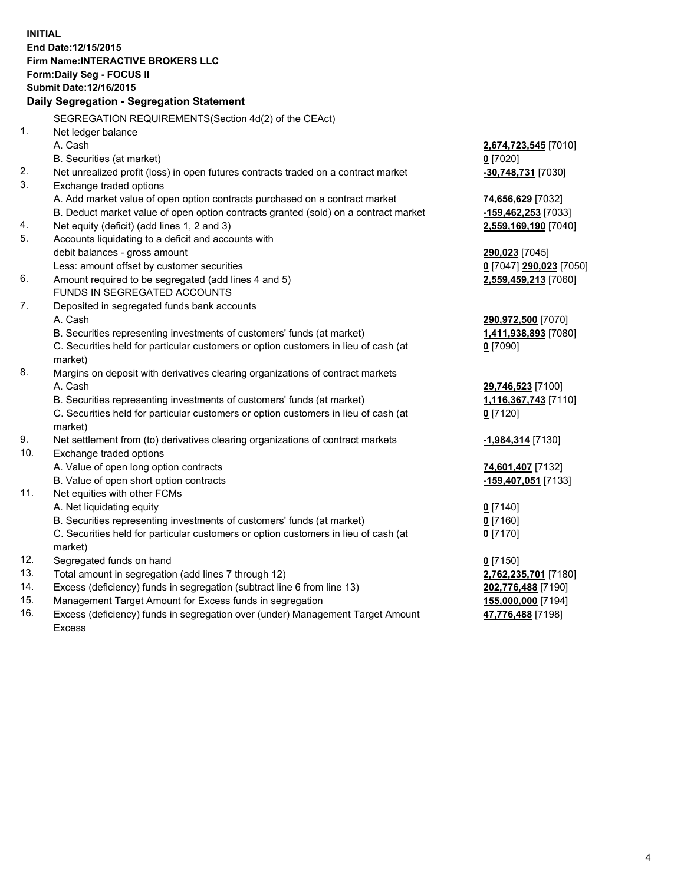**INITIAL**
**End Date:12/15/2015**
**Firm Name:INTERACTIVE BROKERS LLC**
**Form:Daily Seg - FOCUS II**
**Submit Date:12/16/2015**
**Daily Segregation - Segregation Statement**

| | | |
|---|---|---|
| | SEGREGATION REQUIREMENTS(Section 4d(2) of the CEAct) | |
| 1. | Net ledger balance | |
| | A. Cash | **2,674,723,545** [7010] |
| | B. Securities (at market) | **0** [7020] |
| 2. | Net unrealized profit (loss) in open futures contracts traded on a contract market | **-30,748,731** [7030] |
| 3. | Exchange traded options | |
| | A. Add market value of open option contracts purchased on a contract market | **74,656,629** [7032] |
| | B. Deduct market value of open option contracts granted (sold) on a contract market | **-159,462,253** [7033] |
| 4. | Net equity (deficit) (add lines 1, 2 and 3) | **2,559,169,190** [7040] |
| 5. | Accounts liquidating to a deficit and accounts with | |
| | debit balances - gross amount | **290,023** [7045] |
| | Less: amount offset by customer securities | **0** [7047] **290,023** [7050] |
| 6. | Amount required to be segregated (add lines 4 and 5) | **2,559,459,213** [7060] |
| | FUNDS IN SEGREGATED ACCOUNTS | |
| 7. | Deposited in segregated funds bank accounts | |
| | A. Cash | **290,972,500** [7070] |
| | B. Securities representing investments of customers' funds (at market) | **1,411,938,893** [7080] |
| | C. Securities held for particular customers or option customers in lieu of cash (at market) | **0** [7090] |
| 8. | Margins on deposit with derivatives clearing organizations of contract markets | |
| | A. Cash | **29,746,523** [7100] |
| | B. Securities representing investments of customers' funds (at market) | **1,116,367,743** [7110] |
| | C. Securities held for particular customers or option customers in lieu of cash (at market) | **0** [7120] |
| 9. | Net settlement from (to) derivatives clearing organizations of contract markets | **-1,984,314** [7130] |
| 10. | Exchange traded options | |
| | A. Value of open long option contracts | **74,601,407** [7132] |
| | B. Value of open short option contracts | **-159,407,051** [7133] |
| 11. | Net equities with other FCMs | |
| | A. Net liquidating equity | **0** [7140] |
| | B. Securities representing investments of customers' funds (at market) | **0** [7160] |
| | C. Securities held for particular customers or option customers in lieu of cash (at market) | **0** [7170] |
| 12. | Segregated funds on hand | **0** [7150] |
| 13. | Total amount in segregation (add lines 7 through 12) | **2,762,235,701** [7180] |
| 14. | Excess (deficiency) funds in segregation (subtract line 6 from line 13) | **202,776,488** [7190] |
| 15. | Management Target Amount for Excess funds in segregation | **155,000,000** [7194] |
| 16. | Excess (deficiency) funds in segregation over (under) Management Target Amount Excess | **47,776,488** [7198] |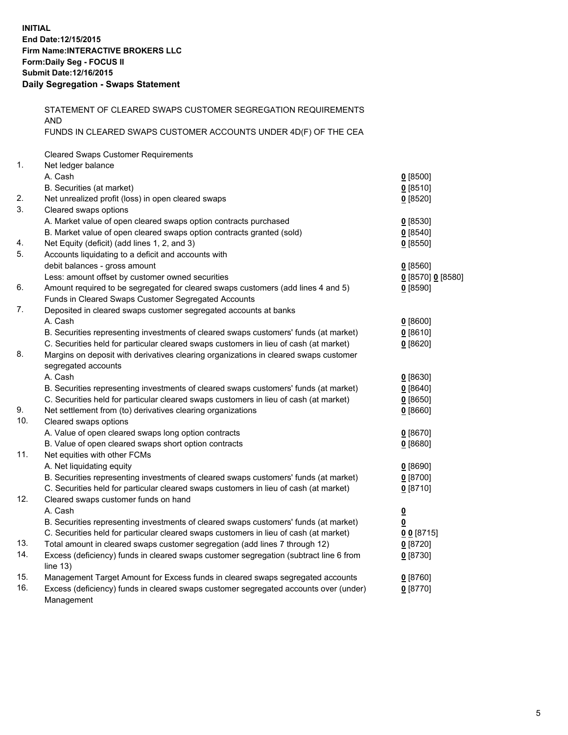**INITIAL**
**End Date:12/15/2015**
**Firm Name:INTERACTIVE BROKERS LLC**
**Form:Daily Seg - FOCUS II**
**Submit Date:12/16/2015**
**Daily Segregation - Swaps Statement**

STATEMENT OF CLEARED SWAPS CUSTOMER SEGREGATION REQUIREMENTS AND FUNDS IN CLEARED SWAPS CUSTOMER ACCOUNTS UNDER 4D(F) OF THE CEA

| | | |
|---|---|---|
| | Cleared Swaps Customer Requirements | |
| 1. | Net ledger balance | |
| | A. Cash | 0 [8500] |
| | B. Securities (at market) | 0 [8510] |
| 2. | Net unrealized profit (loss) in open cleared swaps | 0 [8520] |
| 3. | Cleared swaps options | |
| | A. Market value of open cleared swaps option contracts purchased | 0 [8530] |
| | B. Market value of open cleared swaps option contracts granted (sold) | 0 [8540] |
| 4. | Net Equity (deficit) (add lines 1, 2, and 3) | 0 [8550] |
| 5. | Accounts liquidating to a deficit and accounts with debit balances - gross amount | 0 [8560] |
| | Less: amount offset by customer owned securities | 0 [8570] 0 [8580] |
| 6. | Amount required to be segregated for cleared swaps customers (add lines 4 and 5) | 0 [8590] |
| | Funds in Cleared Swaps Customer Segregated Accounts | |
| 7. | Deposited in cleared swaps customer segregated accounts at banks | |
| | A. Cash | 0 [8600] |
| | B. Securities representing investments of cleared swaps customers' funds (at market) | 0 [8610] |
| | C. Securities held for particular cleared swaps customers in lieu of cash (at market) | 0 [8620] |
| 8. | Margins on deposit with derivatives clearing organizations in cleared swaps customer segregated accounts | |
| | A. Cash | 0 [8630] |
| | B. Securities representing investments of cleared swaps customers' funds (at market) | 0 [8640] |
| | C. Securities held for particular cleared swaps customers in lieu of cash (at market) | 0 [8650] |
| 9. | Net settlement from (to) derivatives clearing organizations | 0 [8660] |
| 10. | Cleared swaps options | |
| | A. Value of open cleared swaps long option contracts | 0 [8670] |
| | B. Value of open cleared swaps short option contracts | 0 [8680] |
| 11. | Net equities with other FCMs | |
| | A. Net liquidating equity | 0 [8690] |
| | B. Securities representing investments of cleared swaps customers' funds (at market) | 0 [8700] |
| | C. Securities held for particular cleared swaps customers in lieu of cash (at market) | 0 [8710] |
| 12. | Cleared swaps customer funds on hand | |
| | A. Cash | 0 |
| | B. Securities representing investments of cleared swaps customers' funds (at market) | 0 |
| | C. Securities held for particular cleared swaps customers in lieu of cash (at market) | 0 0 [8715] |
| 13. | Total amount in cleared swaps customer segregation (add lines 7 through 12) | 0 [8720] |
| 14. | Excess (deficiency) funds in cleared swaps customer segregation (subtract line 6 from line 13) | 0 [8730] |
| 15. | Management Target Amount for Excess funds in cleared swaps segregated accounts | 0 [8760] |
| 16. | Excess (deficiency) funds in cleared swaps customer segregated accounts over (under) Management | 0 [8770] |